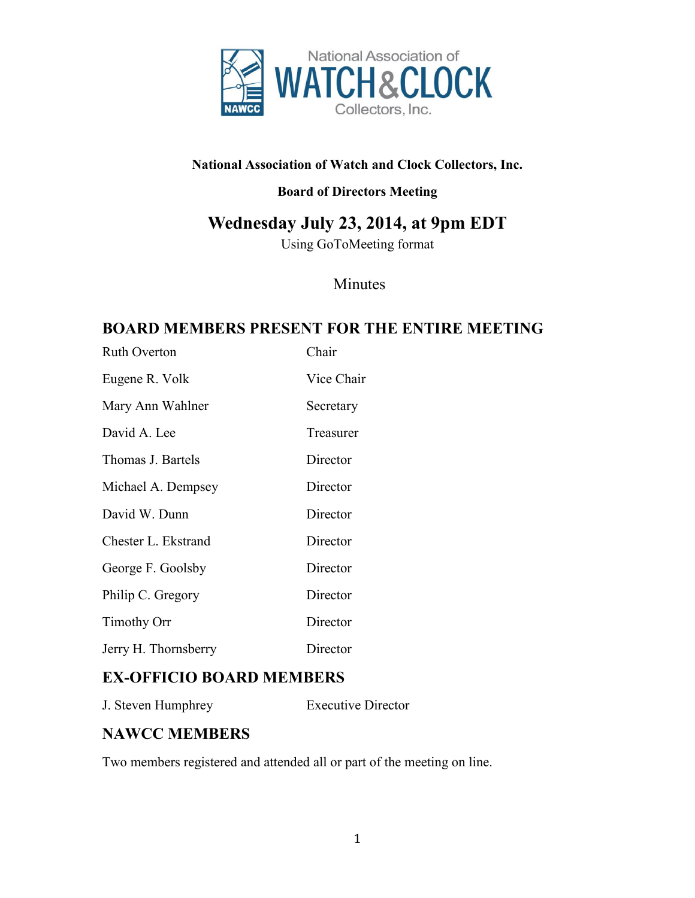**National Association of Watch and Clock Collectors, Inc.**

**Board of Directors Meeting**

# Wednesday July 23, 2014, at 9pm EDT

Using GoToMeeting format

Minutes

## BOARD MEMBERS PRESENT FOR THE ENTIRE MEETING

| | |
|---|---|
| Ruth Overton | Chair |
| Eugene R. Volk | Vice Chair |
| Mary Ann Wahlner | Secretary |
| David A. Lee | Treasurer |
| Thomas J. Bartels | Director |
| Michael A. Dempsey | Director |
| David W. Dunn | Director |
| Chester L. Ekstrand | Director |
| George F. Goolsby | Director |
| Philip C. Gregory | Director |
| Timothy Orr | Director |
| Jerry H. Thornsberry | Director |

## EX-OFFICIO BOARD MEMBERS

| | |
|---|---|
| J. Steven Humphrey | Executive Director |

## NAWCC MEMBERS

Two members registered and attended all or part of the meeting on line.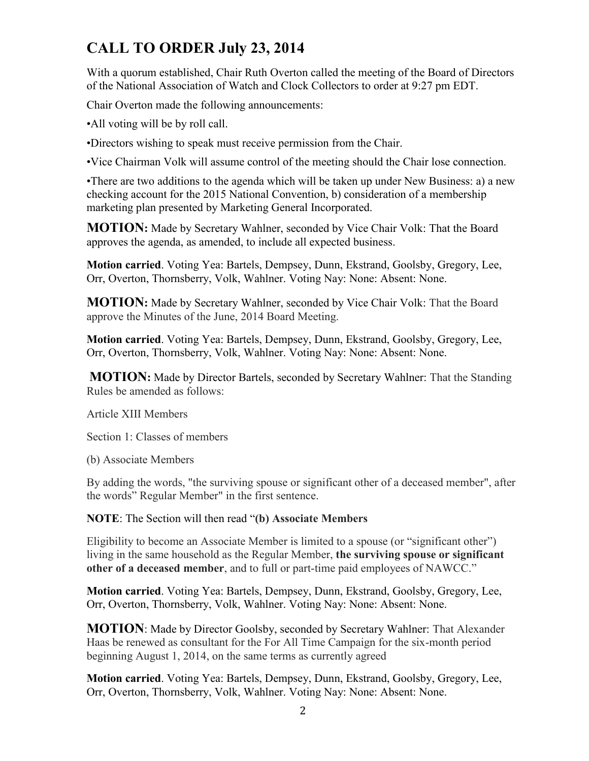# CALL TO ORDER July 23, 2014

With a quorum established, Chair Ruth Overton called the meeting of the Board of Directors of the National Association of Watch and Clock Collectors to order at 9:27 pm EDT.

Chair Overton made the following announcements:

•All voting will be by roll call.

•Directors wishing to speak must receive permission from the Chair.

•Vice Chairman Volk will assume control of the meeting should the Chair lose connection.

•There are two additions to the agenda which will be taken up under New Business: a) a new checking account for the 2015 National Convention, b) consideration of a membership marketing plan presented by Marketing General Incorporated.

**MOTION:** Made by Secretary Wahlner, seconded by Vice Chair Volk: That the Board approves the agenda, as amended, to include all expected business.

**Motion carried**. Voting Yea: Bartels, Dempsey, Dunn, Ekstrand, Goolsby, Gregory, Lee, Orr, Overton, Thornsberry, Volk, Wahlner. Voting Nay: None: Absent: None.

**MOTION:** Made by Secretary Wahlner, seconded by Vice Chair Volk: That the Board approve the Minutes of the June, 2014 Board Meeting.

**Motion carried**. Voting Yea: Bartels, Dempsey, Dunn, Ekstrand, Goolsby, Gregory, Lee, Orr, Overton, Thornsberry, Volk, Wahlner. Voting Nay: None: Absent: None.

**MOTION:** Made by Director Bartels, seconded by Secretary Wahlner: That the Standing Rules be amended as follows:

Article XIII Members

Section 1: Classes of members

(b) Associate Members

By adding the words, "the surviving spouse or significant other of a deceased member", after the words" Regular Member" in the first sentence.

**NOTE**: The Section will then read "**(b) Associate Members**

Eligibility to become an Associate Member is limited to a spouse (or "significant other") living in the same household as the Regular Member, **the surviving spouse or significant other of a deceased member**, and to full or part-time paid employees of NAWCC."

**Motion carried**. Voting Yea: Bartels, Dempsey, Dunn, Ekstrand, Goolsby, Gregory, Lee, Orr, Overton, Thornsberry, Volk, Wahlner. Voting Nay: None: Absent: None.

**MOTION**: Made by Director Goolsby, seconded by Secretary Wahlner: That Alexander Haas be renewed as consultant for the For All Time Campaign for the six-month period beginning August 1, 2014, on the same terms as currently agreed

**Motion carried**. Voting Yea: Bartels, Dempsey, Dunn, Ekstrand, Goolsby, Gregory, Lee, Orr, Overton, Thornsberry, Volk, Wahlner. Voting Nay: None: Absent: None.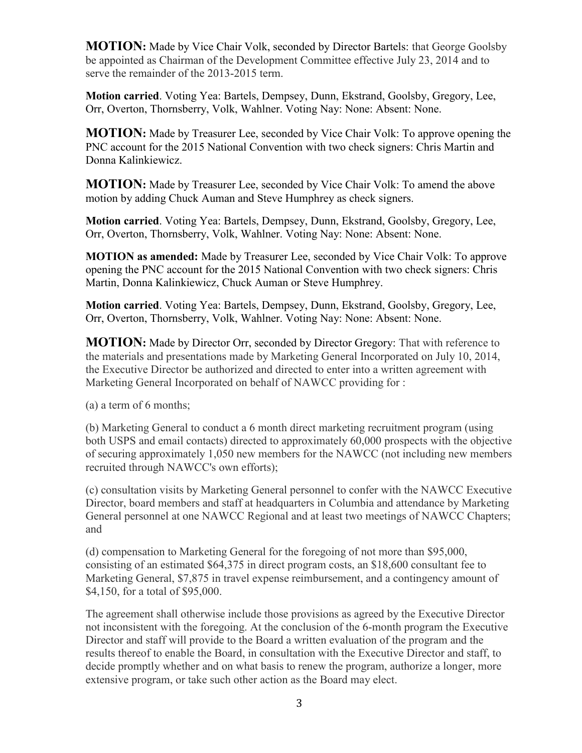**MOTION:** Made by Vice Chair Volk, seconded by Director Bartels: that George Goolsby be appointed as Chairman of the Development Committee effective July 23, 2014 and to serve the remainder of the 2013-2015 term.

**Motion carried**. Voting Yea: Bartels, Dempsey, Dunn, Ekstrand, Goolsby, Gregory, Lee, Orr, Overton, Thornsberry, Volk, Wahlner. Voting Nay: None: Absent: None.

**MOTION:** Made by Treasurer Lee, seconded by Vice Chair Volk: To approve opening the PNC account for the 2015 National Convention with two check signers: Chris Martin and Donna Kalinkiewicz.

**MOTION:** Made by Treasurer Lee, seconded by Vice Chair Volk: To amend the above motion by adding Chuck Auman and Steve Humphrey as check signers.

**Motion carried**. Voting Yea: Bartels, Dempsey, Dunn, Ekstrand, Goolsby, Gregory, Lee, Orr, Overton, Thornsberry, Volk, Wahlner. Voting Nay: None: Absent: None.

**MOTION as amended:** Made by Treasurer Lee, seconded by Vice Chair Volk: To approve opening the PNC account for the 2015 National Convention with two check signers: Chris Martin, Donna Kalinkiewicz, Chuck Auman or Steve Humphrey.

**Motion carried**. Voting Yea: Bartels, Dempsey, Dunn, Ekstrand, Goolsby, Gregory, Lee, Orr, Overton, Thornsberry, Volk, Wahlner. Voting Nay: None: Absent: None.

**MOTION:** Made by Director Orr, seconded by Director Gregory: That with reference to the materials and presentations made by Marketing General Incorporated on July 10, 2014, the Executive Director be authorized and directed to enter into a written agreement with Marketing General Incorporated on behalf of NAWCC providing for :

(a) a term of 6 months;

(b) Marketing General to conduct a 6 month direct marketing recruitment program (using both USPS and email contacts) directed to approximately 60,000 prospects with the objective of securing approximately 1,050 new members for the NAWCC (not including new members recruited through NAWCC's own efforts);

(c) consultation visits by Marketing General personnel to confer with the NAWCC Executive Director, board members and staff at headquarters in Columbia and attendance by Marketing General personnel at one NAWCC Regional and at least two meetings of NAWCC Chapters; and

(d) compensation to Marketing General for the foregoing of not more than $95,000, consisting of an estimated $64,375 in direct program costs, an $18,600 consultant fee to Marketing General, $7,875 in travel expense reimbursement, and a contingency amount of $4,150, for a total of $95,000.

The agreement shall otherwise include those provisions as agreed by the Executive Director not inconsistent with the foregoing. At the conclusion of the 6-month program the Executive Director and staff will provide to the Board a written evaluation of the program and the results thereof to enable the Board, in consultation with the Executive Director and staff, to decide promptly whether and on what basis to renew the program, authorize a longer, more extensive program, or take such other action as the Board may elect.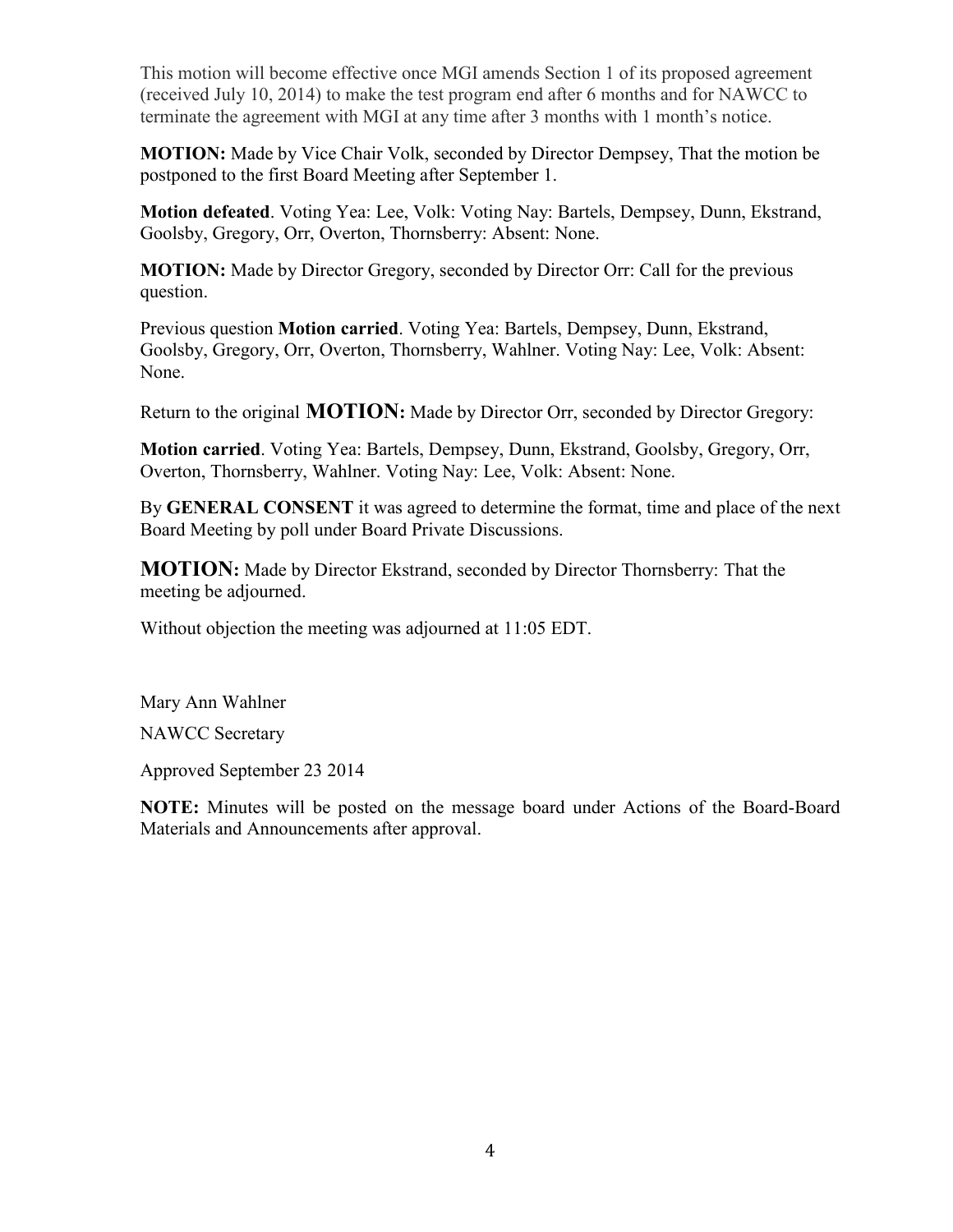This motion will become effective once MGI amends Section 1 of its proposed agreement (received July 10, 2014) to make the test program end after 6 months and for NAWCC to terminate the agreement with MGI at any time after 3 months with 1 month's notice.

**MOTION:** Made by Vice Chair Volk, seconded by Director Dempsey, That the motion be postponed to the first Board Meeting after September 1.

**Motion defeated**. Voting Yea: Lee, Volk: Voting Nay: Bartels, Dempsey, Dunn, Ekstrand, Goolsby, Gregory, Orr, Overton, Thornsberry: Absent: None.

**MOTION:** Made by Director Gregory, seconded by Director Orr: Call for the previous question.

Previous question **Motion carried**. Voting Yea: Bartels, Dempsey, Dunn, Ekstrand, Goolsby, Gregory, Orr, Overton, Thornsberry, Wahlner. Voting Nay: Lee, Volk: Absent: None.

Return to the original **MOTION:** Made by Director Orr, seconded by Director Gregory:

**Motion carried**. Voting Yea: Bartels, Dempsey, Dunn, Ekstrand, Goolsby, Gregory, Orr, Overton, Thornsberry, Wahlner. Voting Nay: Lee, Volk: Absent: None.

By **GENERAL CONSENT** it was agreed to determine the format, time and place of the next Board Meeting by poll under Board Private Discussions.

**MOTION:** Made by Director Ekstrand, seconded by Director Thornsberry: That the meeting be adjourned.

Without objection the meeting was adjourned at 11:05 EDT.

Mary Ann Wahlner

NAWCC Secretary

Approved September 23 2014

**NOTE:** Minutes will be posted on the message board under Actions of the Board-Board Materials and Announcements after approval.